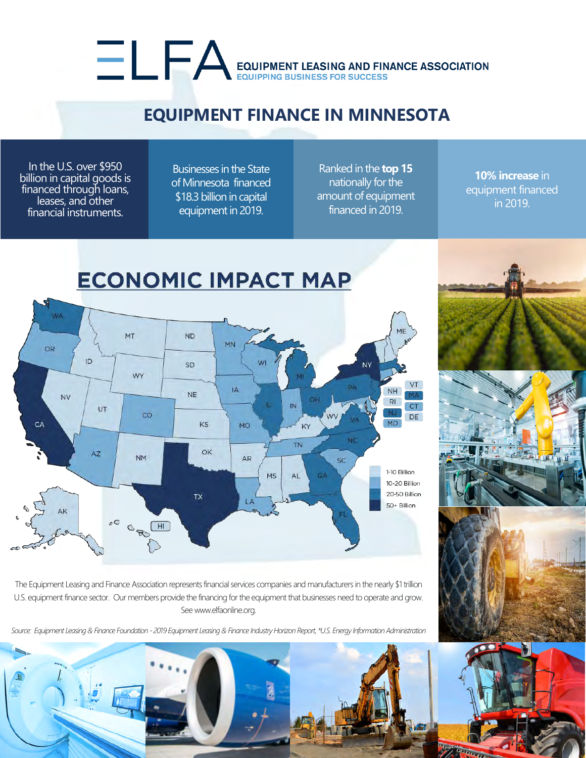ELFA EQUIPMENT LEASING AND FINANCE ASSOCIATION
EQUIPPING BUSINESS FOR SUCCESS

# EQUIPMENT FINANCE IN MINNESOTA

In the U.S. over $950 billion in capital goods is financed through loans, leases, and other financial instruments.

Businesses in the State of Minnesota financed $18.3 billion in capital equipment in 2019.

Ranked in the **top 15** nationally for the amount of equipment financed in 2019.

**10% increase** in equipment financed in 2019.

## ECONOMIC IMPACT MAP

- 1-10 Billion
- 10-20 Billion
- 20-50 Billion
- 50+ Billion

The Equipment Leasing and Finance Association represents financial services companies and manufacturers in the nearly $1 trillion U.S. equipment finance sector. Our members provide the financing for the equipment that businesses need to operate and grow. See www.elfaonline.org.

*Source: Equipment Leasing & Finance Foundation - 2019 Equipment Leasing & Finance Industry Horizon Report, *U.S. Energy Information Administration*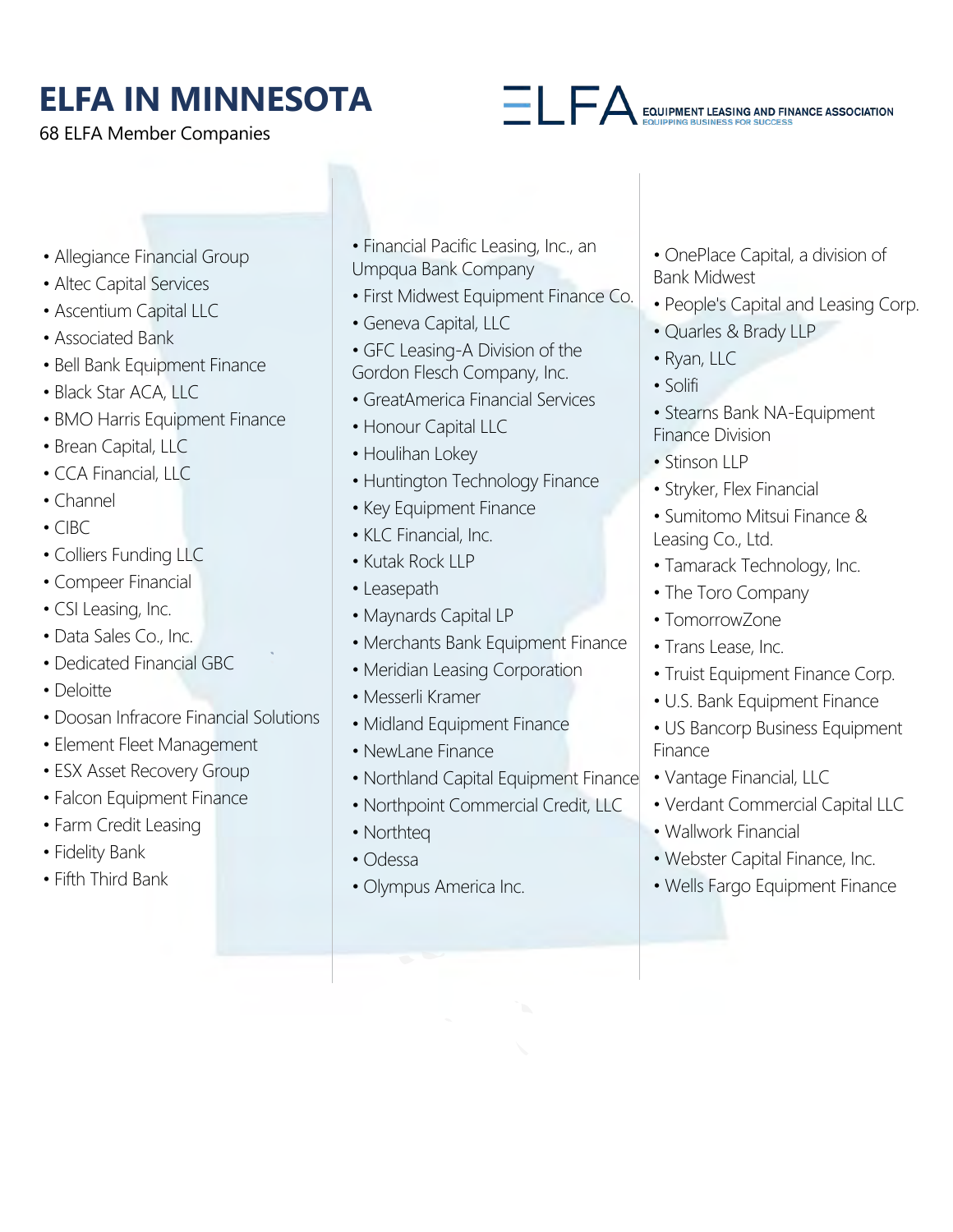# ELFA IN MINNESOTA

68 ELFA Member Companies

EQUIPMENT LEASING AND FINANCE ASSOCIATION
EQUIPPING BUSINESS FOR SUCCESS

- Allegiance Financial Group
- Altec Capital Services
- Ascentium Capital LLC
- Associated Bank
- Bell Bank Equipment Finance
- Black Star ACA, LLC
- BMO Harris Equipment Finance
- Brean Capital, LLC
- CCA Financial, LLC
- Channel
- CIBC
- Colliers Funding LLC
- Compeer Financial
- CSI Leasing, Inc.
- Data Sales Co., Inc.
- Dedicated Financial GBC
- Deloitte
- Doosan Infracore Financial Solutions
- Element Fleet Management
- ESX Asset Recovery Group
- Falcon Equipment Finance
- Farm Credit Leasing
- Fidelity Bank
- Fifth Third Bank
- Financial Pacific Leasing, Inc., an Umpqua Bank Company
- First Midwest Equipment Finance Co.
- Geneva Capital, LLC
- GFC Leasing-A Division of the Gordon Flesch Company, Inc.
- GreatAmerica Financial Services
- Honour Capital LLC
- Houlihan Lokey
- Huntington Technology Finance
- Key Equipment Finance
- KLC Financial, Inc.
- Kutak Rock LLP
- Leasepath
- Maynards Capital LP
- Merchants Bank Equipment Finance
- Meridian Leasing Corporation
- Messerli Kramer
- Midland Equipment Finance
- NewLane Finance
- Northland Capital Equipment Finance
- Northpoint Commercial Credit, LLC
- Northteq
- Odessa
- Olympus America Inc.
- OnePlace Capital, a division of Bank Midwest
- People's Capital and Leasing Corp.
- Quarles & Brady LLP
- Ryan, LLC
- Solifi
- Stearns Bank NA-Equipment Finance Division
- Stinson LLP
- Stryker, Flex Financial
- Sumitomo Mitsui Finance & Leasing Co., Ltd.
- Tamarack Technology, Inc.
- The Toro Company
- TomorrowZone
- Trans Lease, Inc.
- Truist Equipment Finance Corp.
- U.S. Bank Equipment Finance
- US Bancorp Business Equipment Finance
- Vantage Financial, LLC
- Verdant Commercial Capital LLC
- Wallwork Financial
- Webster Capital Finance, Inc.
- Wells Fargo Equipment Finance